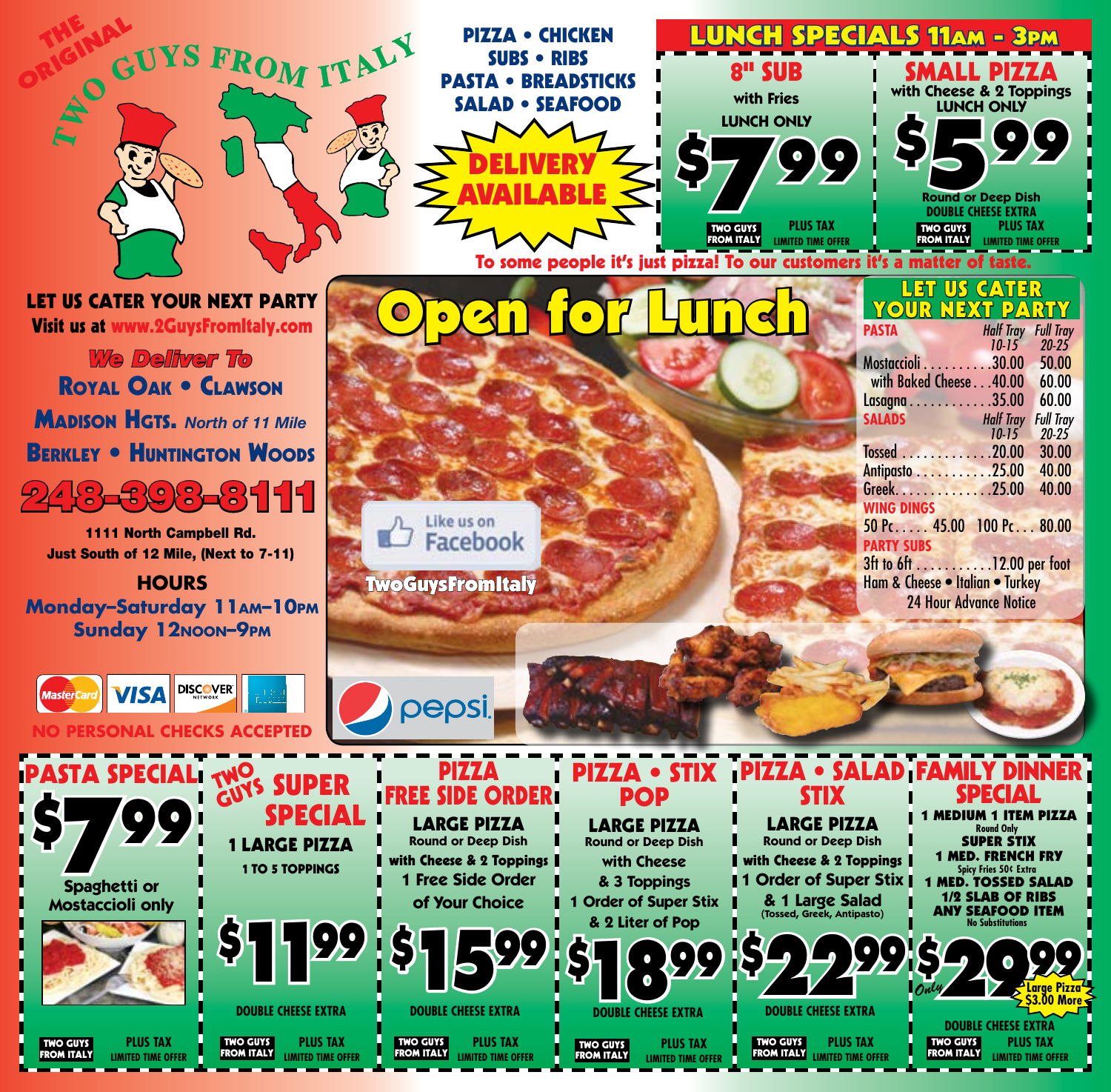# THE ORIGINAL TWO GUYS FROM ITALY

PIZZA • CHICKEN
SUBS • RIBS
PASTA • BREADSTICKS
SALAD • SEAFOOD

**DELIVERY AVAILABLE**

## LUNCH SPECIALS 11AM - 3PM

**8" SUB**
with Fries
LUNCH ONLY
**$7.99**
TWO GUYS FROM ITALY — PLUS TAX — LIMITED TIME OFFER

**SMALL PIZZA**
with Cheese & 2 Toppings
LUNCH ONLY
**$5.99**
Round or Deep Dish
DOUBLE CHEESE EXTRA
TWO GUYS FROM ITALY — PLUS TAX — LIMITED TIME OFFER

To some people it's just pizza! To our customers it's a matter of taste.

**LET US CATER YOUR NEXT PARTY**
Visit us at www.2GuysFromItaly.com

*We Deliver To*
ROYAL OAK • CLAWSON
MADISON HGTS. *North of 11 Mile*
BERKLEY • HUNTINGTON WOODS

**248-398-8111**

1111 North Campbell Rd.
Just South of 12 Mile, (Next to 7-11)

**HOURS**
Monday–Saturday 11AM–10PM
Sunday 12NOON–9PM

MasterCard • VISA • DISCOVER • American Express
NO PERSONAL CHECKS ACCEPTED

# Open for Lunch

Like us on Facebook
TwoGuysFromItaly

pepsi

## LET US CATER YOUR NEXT PARTY

| PASTA | Half Tray 10-15 | Full Tray 20-25 |
|---|---|---|
| Mostaccioli | 30.00 | 50.00 |
| with Baked Cheese | 40.00 | 60.00 |
| Lasagna | 35.00 | 60.00 |
| **SALADS** | **Half Tray 10-15** | **Full Tray 20-25** |
| Tossed | 20.00 | 30.00 |
| Antipasto | 25.00 | 40.00 |
| Greek | 25.00 | 40.00 |

**WING DINGS**
50 Pc..... 45.00  100 Pc... 80.00

**PARTY SUBS**
3ft to 6ft ........... 12.00 per foot
Ham & Cheese • Italian • Turkey
24 Hour Advance Notice

---

**PASTA SPECIAL**
**$7.99**
Spaghetti or Mostaccioli only
TWO GUYS FROM ITALY — PLUS TAX — LIMITED TIME OFFER

**TWO GUYS SUPER SPECIAL**
1 LARGE PIZZA
1 TO 5 TOPPINGS
**$11.99**
DOUBLE CHEESE EXTRA
TWO GUYS FROM ITALY — PLUS TAX — LIMITED TIME OFFER

**PIZZA FREE SIDE ORDER**
LARGE PIZZA
Round or Deep Dish
with Cheese & 2 Toppings
1 Free Side Order of Your Choice
**$15.99**
DOUBLE CHEESE EXTRA
TWO GUYS FROM ITALY — PLUS TAX — LIMITED TIME OFFER

**PIZZA • STIX POP**
LARGE PIZZA
Round or Deep Dish
with Cheese & 3 Toppings
1 Order of Super Stix & 2 Liter of Pop
**$18.99**
DOUBLE CHEESE EXTRA
TWO GUYS FROM ITALY — PLUS TAX — LIMITED TIME OFFER

**PIZZA • SALAD STIX**
LARGE PIZZA
Round or Deep Dish
with Cheese & 2 Toppings
1 Order of Super Stix & 1 Large Salad
(Tossed, Greek, Antipasto)
**$22.99**
DOUBLE CHEESE EXTRA
TWO GUYS FROM ITALY — PLUS TAX — LIMITED TIME OFFER

**FAMILY DINNER SPECIAL**
1 MEDIUM 1 ITEM PIZZA
Round Only
SUPER STIX
1 MED. FRENCH FRY
Spicy Fries 50¢ Extra
1 MED. TOSSED SALAD
1/2 SLAB OF RIBS
ANY SEAFOOD ITEM
No Substitutions
Only **$29.99**
Large Pizza $3.00 More
DOUBLE CHEESE EXTRA
TWO GUYS FROM ITALY — PLUS TAX — LIMITED TIME OFFER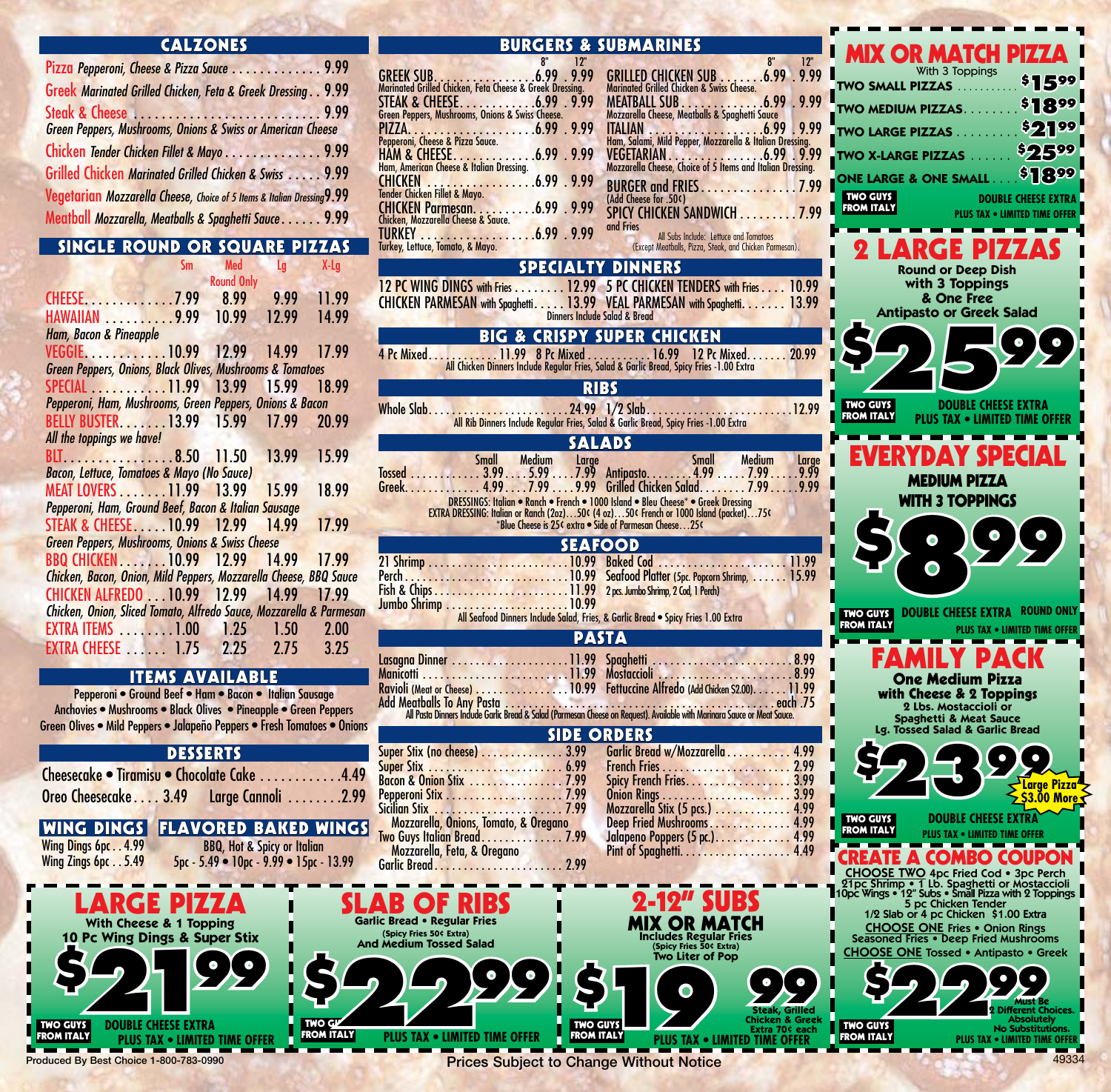## CALZONES

- **Pizza** *Pepperoni, Cheese & Pizza Sauce* . . . . 9.99
- **Greek** *Marinated Grilled Chicken, Feta & Greek Dressing* . . 9.99
- **Steak & Cheese** . . . . 9.99
  *Green Peppers, Mushrooms, Onions & Swiss or American Cheese*
- **Chicken** *Tender Chicken Fillet & Mayo* . . . . 9.99
- **Grilled Chicken** *Marinated Grilled Chicken & Swiss* . . . . 9.99
- **Vegetarian** *Mozzarella Cheese, Choice of 5 Items & Italian Dressing* 9.99
- **Meatball** *Mozzarella, Meatballs & Spaghetti Sauce* . . . . 9.99

## SINGLE ROUND OR SQUARE PIZZAS

| | Sm | Med (Round Only) | Lg | X-Lg |
|---|---|---|---|---|
| CHEESE | 7.99 | 8.99 | 9.99 | 11.99 |
| HAWAIIAN *Ham, Bacon & Pineapple* | 9.99 | 10.99 | 12.99 | 14.99 |
| VEGGIE *Green Peppers, Onions, Black Olives, Mushrooms & Tomatoes* | 10.99 | 12.99 | 14.99 | 17.99 |
| SPECIAL *Pepperoni, Ham, Mushrooms, Green Peppers, Onions & Bacon* | 11.99 | 13.99 | 15.99 | 18.99 |
| BELLY BUSTER *All the toppings we have!* | 13.99 | 15.99 | 17.99 | 20.99 |
| BLT *Bacon, Lettuce, Tomatoes & Mayo (No Sauce)* | 8.50 | 11.50 | 13.99 | 15.99 |
| MEAT LOVERS *Pepperoni, Ham, Ground Beef, Bacon & Italian Sausage* | 11.99 | 13.99 | 15.99 | 18.99 |
| STEAK & CHEESE *Green Peppers, Mushrooms, Onions & Swiss Cheese* | 10.99 | 12.99 | 14.99 | 17.99 |
| BBQ CHICKEN *Chicken, Bacon, Onion, Mild Peppers, Mozzarella Cheese, BBQ Sauce* | 10.99 | 12.99 | 14.99 | 17.99 |
| CHICKEN ALFREDO *Chicken, Onion, Sliced Tomato, Alfredo Sauce, Mozzarella & Parmesan* | 10.99 | 12.99 | 14.99 | 17.99 |
| EXTRA ITEMS | 1.00 | 1.25 | 1.50 | 2.00 |
| EXTRA CHEESE | 1.75 | 2.25 | 2.75 | 3.25 |

## ITEMS AVAILABLE

Pepperoni • Ground Beef • Ham • Bacon • Italian Sausage
Anchovies • Mushrooms • Black Olives • Pineapple • Green Peppers
Green Olives • Mild Peppers • Jalapeño Peppers • Fresh Tomatoes • Onions

## DESSERTS

Cheesecake • Tiramisu • Chocolate Cake . . . . 4.49
Oreo Cheesecake . . . . 3.49 Large Cannoli . . . . 2.99

## WING DINGS

Wing Dings 6pc . . 4.99
Wing Zings 6pc . . 5.49

## FLAVORED BAKED WINGS

BBQ, Hot & Spicy or Italian
5pc - 5.49 • 10pc - 9.99 • 15pc - 13.99

## BURGERS & SUBMARINES

| | 8" | 12" |
|---|---|---|
| GREEK SUB *Marinated Grilled Chicken, Feta Cheese & Greek Dressing.* | 6.99 | 9.99 |
| STEAK & CHEESE *Green Peppers, Mushrooms, Onions & Swiss Cheese.* | 6.99 | 9.99 |
| PIZZA *Pepperoni, Cheese & Pizza Sauce.* | 6.99 | 9.99 |
| HAM & CHEESE *Ham, American Cheese & Italian Dressing.* | 6.99 | 9.99 |
| CHICKEN *Tender Chicken Fillet & Mayo.* | 6.99 | 9.99 |
| CHICKEN Parmesan *Chicken, Mozzarella Cheese & Sauce.* | 6.99 | 9.99 |
| TURKEY *Turkey, Lettuce, Tomato, & Mayo.* | 6.99 | 9.99 |
| GRILLED CHICKEN SUB *Marinated Grilled Chicken & Swiss Cheese.* | 6.99 | 9.99 |
| MEATBALL SUB *Mozzarella Cheese, Meatballs & Spaghetti Sauce* | 6.99 | 9.99 |
| ITALIAN *Ham, Salami, Mild Pepper, Mozzarella & Italian Dressing.* | 6.99 | 9.99 |
| VEGETARIAN *Mozzarella Cheese, Choice of 5 Items and Italian Dressing.* | 6.99 | 9.99 |

BURGER and FRIES (Add Cheese for .50¢) . . . . 7.99
SPICY CHICKEN SANDWICH and Fries . . . . 7.99

All Subs Include: Lettuce and Tomatoes (Except Meatballs, Pizza, Steak, and Chicken Parmesan).

## SPECIALTY DINNERS

12 PC WING DINGS with Fries . . . . 12.99
5 PC CHICKEN TENDERS with Fries . . . . 10.99
CHICKEN PARMESAN with Spaghetti . . . . 13.99
VEAL PARMESAN with Spaghetti . . . . 13.99

Dinners Include Salad & Bread

## BIG & CRISPY SUPER CHICKEN

4 Pc Mixed . . . . 11.99 8 Pc Mixed . . . . 16.99 12 Pc Mixed . . . . 20.99

All Chicken Dinners Include Regular Fries, Salad & Garlic Bread, Spicy Fries -1.00 Extra

## RIBS

Whole Slab . . . . 24.99 1/2 Slab . . . . 12.99

All Rib Dinners Include Regular Fries, Salad & Garlic Bread, Spicy Fries -1.00 Extra

## SALADS

| | Small | Medium | Large |
|---|---|---|---|
| Tossed | 3.99 | 5.99 | 7.99 |
| Greek | 4.99 | 7.99 | 9.99 |
| Antipasto | 4.99 | 7.99 | 9.99 |
| Grilled Chicken Salad | | 7.99 | 9.99 |

DRESSINGS: Italian • Ranch • French • 1000 Island • Bleu Cheese* • Greek Dressing
EXTRA DRESSING: Italian or Ranch (2oz)…50¢ (4 oz)…50¢ French or 1000 Island (packet)…75¢
*Blue Cheese is 25¢ extra • Side of Parmesan Cheese…25¢

## SEAFOOD

21 Shrimp . . . . 10.99
Perch . . . . 10.99
Fish & Chips . . . . 11.99
Jumbo Shrimp . . . . 10.99
Baked Cod . . . . 11.99
Seafood Platter (5pc. Popcorn Shrimp, 2 pcs. Jumbo Shrimp, 2 Cod, 1 Perch) . . . . 15.99

All Seafood Dinners Include Salad, Fries, & Garlic Bread • Spicy Fries 1.00 Extra

## PASTA

Lasagna Dinner . . . . 11.99
Manicotti . . . . 11.99
Ravioli (Meat or Cheese) . . . . 10.99
Spaghetti . . . . 8.99
Mostaccioli . . . . 8.99
Fettuccine Alfredo (Add Chicken $2.00) . . . . 11.99
Add Meatballs To Any Pasta . . . . each .75

All Pasta Dinners Include Garlic Bread & Salad (Parmesan Cheese on Request). Available with Marinara Sauce or Meat Sauce.

## SIDE ORDERS

Super Stix (no cheese) . . . . 3.99
Super Stix . . . . 6.99
Bacon & Onion Stix . . . . 7.99
Pepperoni Stix . . . . 7.99
Sicilian Stix . . . . 7.99
  Mozzarella, Onions, Tomato, & Oregano
Two Guys Italian Bread . . . . 7.99
  Mozzarella, Feta, & Oregano
Garlic Bread . . . . 2.99
Garlic Bread w/Mozzarella . . . . 4.99
French Fries . . . . 2.99
Spicy French Fries . . . . 3.99
Onion Rings . . . . 3.99
Mozzarella Stix (5 pcs.) . . . . 4.99
Deep Fried Mushrooms . . . . 4.99
Jalapeno Poppers (5 pc.) . . . . 4.99
Pint of Spaghetti . . . . 4.49

## MIX OR MATCH PIZZA

With 3 Toppings

TWO SMALL PIZZAS . . . . $15.99
TWO MEDIUM PIZZAS . . . . $18.99
TWO LARGE PIZZAS . . . . $21.99
TWO X-LARGE PIZZAS . . . . $25.99
ONE LARGE & ONE SMALL . . . . $18.99

TWO GUYS FROM ITALY — DOUBLE CHEESE EXTRA — PLUS TAX • LIMITED TIME OFFER

## 2 LARGE PIZZAS

Round or Deep Dish with 3 Toppings & One Free Antipasto or Greek Salad

**$25.99**

TWO GUYS FROM ITALY — DOUBLE CHEESE EXTRA — PLUS TAX • LIMITED TIME OFFER

## EVERYDAY SPECIAL

MEDIUM PIZZA WITH 3 TOPPINGS

**$8.99**

TWO GUYS FROM ITALY — DOUBLE CHEESE EXTRA — ROUND ONLY — PLUS TAX • LIMITED TIME OFFER

## FAMILY PACK

One Medium Pizza with Cheese & 2 Toppings
2 Lbs. Mostaccioli or Spaghetti & Meat Sauce
Lg. Tossed Salad & Garlic Bread

**$23.99** — Large Pizza $3.00 More

TWO GUYS FROM ITALY — DOUBLE CHEESE EXTRA — PLUS TAX • LIMITED TIME OFFER

## CREATE A COMBO COUPON

CHOOSE TWO 4pc Fried Cod • 3pc Perch
21pc Shrimp • 1 Lb. Spaghetti or Mostaccioli
10pc Wings • 12" Subs • Small Pizza with 2 Toppings
5 pc Chicken Tender
1/2 Slab or 4 pc Chicken $1.00 Extra
CHOOSE ONE Fries • Onion Rings
Seasoned Fries • Deep Fried Mushrooms
CHOOSE ONE Tossed • Antipasto • Greek

**$22.99**

Must Be 2 Different Choices. Absolutely No Substitutions.

TWO GUYS FROM ITALY — PLUS TAX • LIMITED TIME OFFER

## LARGE PIZZA

With Cheese & 1 Topping
10 Pc Wing Dings & Super Stix

**$21.99**

TWO GUYS FROM ITALY — DOUBLE CHEESE EXTRA — PLUS TAX • LIMITED TIME OFFER

## SLAB OF RIBS

Garlic Bread • Regular Fries
(Spicy Fries 50¢ Extra)
And Medium Tossed Salad

**$22.99**

TWO GUYS FROM ITALY — PLUS TAX • LIMITED TIME OFFER

## 2-12" SUBS

MIX OR MATCH
Includes Regular Fries
(Spicy Fries 50¢ Extra)
Two Liter of Pop

**$19.99**

Steak, Grilled Chicken & Greek Extra 70¢ each

TWO GUYS FROM ITALY — PLUS TAX • LIMITED TIME OFFER

Produced By Best Choice 1-800-783-0990

Prices Subject to Change Without Notice

49334